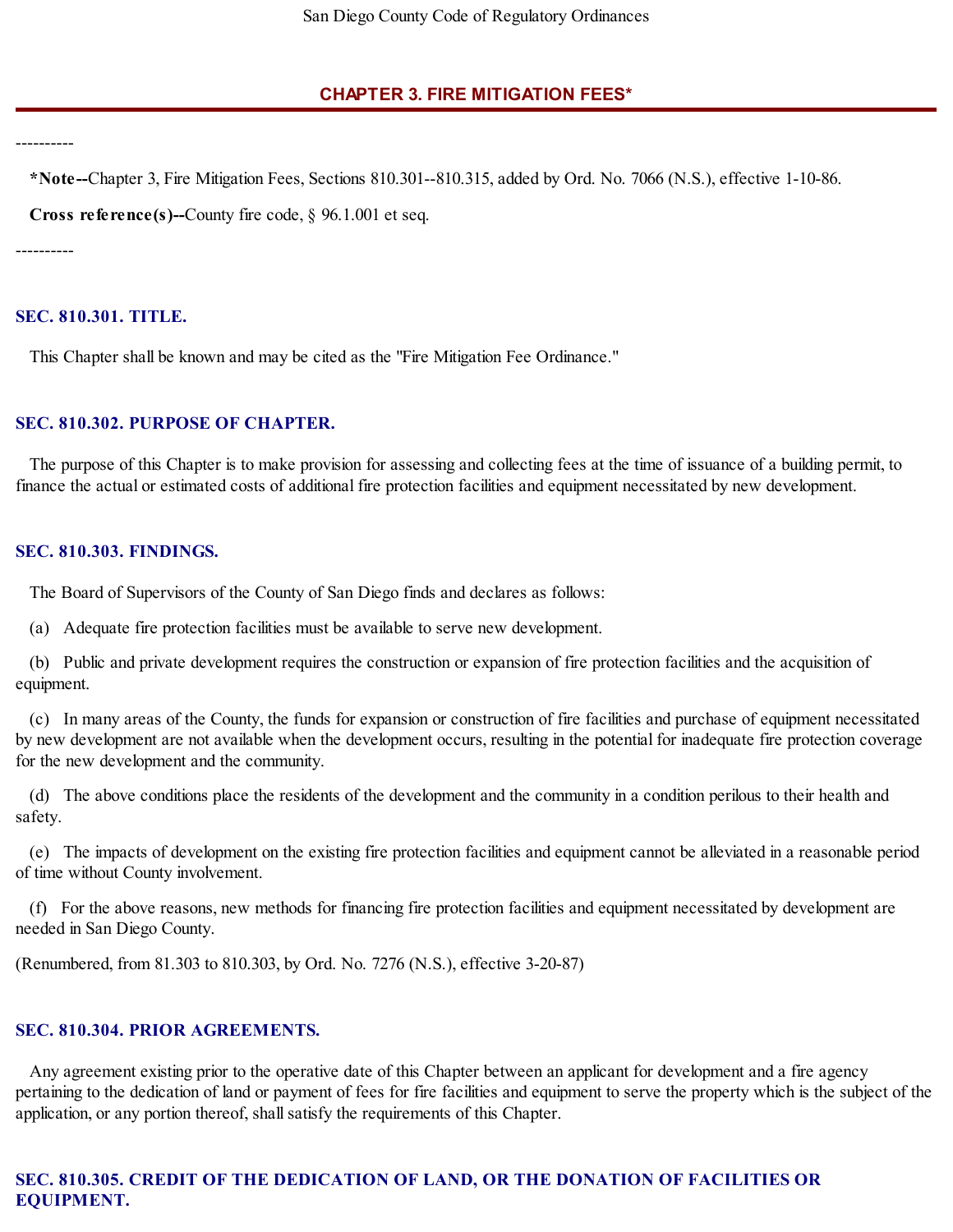# CHAPTER 3. FIRE MITIGATION FEES*

----------

**\*Note--**Chapter 3, Fire Mitigation Fees, Sections 810.301--810.315, added by Ord. No. 7066 (N.S.), effective 1-10-86.

**Cross reference(s)--**County fire code, § 96.1.001 et seq.

----------

## SEC. 810.301. TITLE.

This Chapter shall be known and may be cited as the "Fire Mitigation Fee Ordinance."

## SEC. 810.302. PURPOSE OF CHAPTER.

The purpose of this Chapter is to make provision for assessing and collecting fees at the time of issuance of a building permit, to finance the actual or estimated costs of additional fire protection facilities and equipment necessitated by new development.

## SEC. 810.303. FINDINGS.

The Board of Supervisors of the County of San Diego finds and declares as follows:

(a) Adequate fire protection facilities must be available to serve new development.

(b) Public and private development requires the construction or expansion of fire protection facilities and the acquisition of equipment.

(c) In many areas of the County, the funds for expansion or construction of fire facilities and purchase of equipment necessitated by new development are not available when the development occurs, resulting in the potential for inadequate fire protection coverage for the new development and the community.

(d) The above conditions place the residents of the development and the community in a condition perilous to their health and safety.

(e) The impacts of development on the existing fire protection facilities and equipment cannot be alleviated in a reasonable period of time without County involvement.

(f) For the above reasons, new methods for financing fire protection facilities and equipment necessitated by development are needed in San Diego County.

(Renumbered, from 81.303 to 810.303, by Ord. No. 7276 (N.S.), effective 3-20-87)

## SEC. 810.304. PRIOR AGREEMENTS.

Any agreement existing prior to the operative date of this Chapter between an applicant for development and a fire agency pertaining to the dedication of land or payment of fees for fire facilities and equipment to serve the property which is the subject of the application, or any portion thereof, shall satisfy the requirements of this Chapter.

## SEC. 810.305. CREDIT OF THE DEDICATION OF LAND, OR THE DONATION OF FACILITIES OR EQUIPMENT.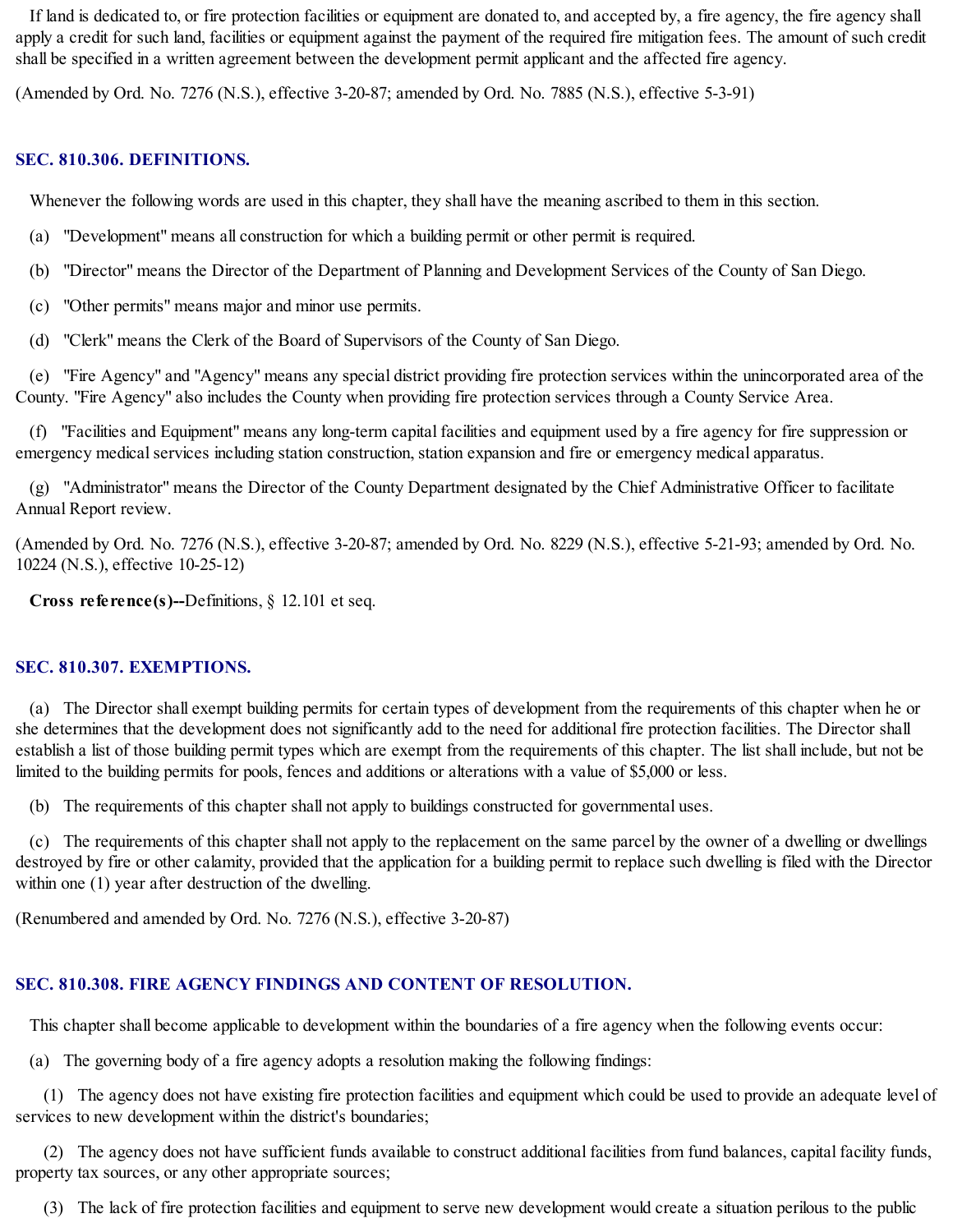If land is dedicated to, or fire protection facilities or equipment are donated to, and accepted by, a fire agency, the fire agency shall apply a credit for such land, facilities or equipment against the payment of the required fire mitigation fees. The amount of such credit shall be specified in a written agreement between the development permit applicant and the affected fire agency.

(Amended by Ord. No. 7276 (N.S.), effective 3-20-87; amended by Ord. No. 7885 (N.S.), effective 5-3-91)

### SEC. 810.306. DEFINITIONS.

Whenever the following words are used in this chapter, they shall have the meaning ascribed to them in this section.

(a) "Development" means all construction for which a building permit or other permit is required.

(b) "Director" means the Director of the Department of Planning and Development Services of the County of San Diego.

(c) "Other permits" means major and minor use permits.

(d) "Clerk" means the Clerk of the Board of Supervisors of the County of San Diego.

(e) "Fire Agency" and "Agency" means any special district providing fire protection services within the unincorporated area of the County. "Fire Agency" also includes the County when providing fire protection services through a County Service Area.

(f) "Facilities and Equipment" means any long-term capital facilities and equipment used by a fire agency for fire suppression or emergency medical services including station construction, station expansion and fire or emergency medical apparatus.

(g) "Administrator" means the Director of the County Department designated by the Chief Administrative Officer to facilitate Annual Report review.

(Amended by Ord. No. 7276 (N.S.), effective 3-20-87; amended by Ord. No. 8229 (N.S.), effective 5-21-93; amended by Ord. No. 10224 (N.S.), effective 10-25-12)

**Cross reference(s)--**Definitions, § 12.101 et seq.

### SEC. 810.307. EXEMPTIONS.

(a) The Director shall exempt building permits for certain types of development from the requirements of this chapter when he or she determines that the development does not significantly add to the need for additional fire protection facilities. The Director shall establish a list of those building permit types which are exempt from the requirements of this chapter. The list shall include, but not be limited to the building permits for pools, fences and additions or alterations with a value of $5,000 or less.

(b) The requirements of this chapter shall not apply to buildings constructed for governmental uses.

(c) The requirements of this chapter shall not apply to the replacement on the same parcel by the owner of a dwelling or dwellings destroyed by fire or other calamity, provided that the application for a building permit to replace such dwelling is filed with the Director within one (1) year after destruction of the dwelling.

(Renumbered and amended by Ord. No. 7276 (N.S.), effective 3-20-87)

### SEC. 810.308. FIRE AGENCY FINDINGS AND CONTENT OF RESOLUTION.

This chapter shall become applicable to development within the boundaries of a fire agency when the following events occur:

(a) The governing body of a fire agency adopts a resolution making the following findings:

(1) The agency does not have existing fire protection facilities and equipment which could be used to provide an adequate level of services to new development within the district's boundaries;

(2) The agency does not have sufficient funds available to construct additional facilities from fund balances, capital facility funds, property tax sources, or any other appropriate sources;

(3) The lack of fire protection facilities and equipment to serve new development would create a situation perilous to the public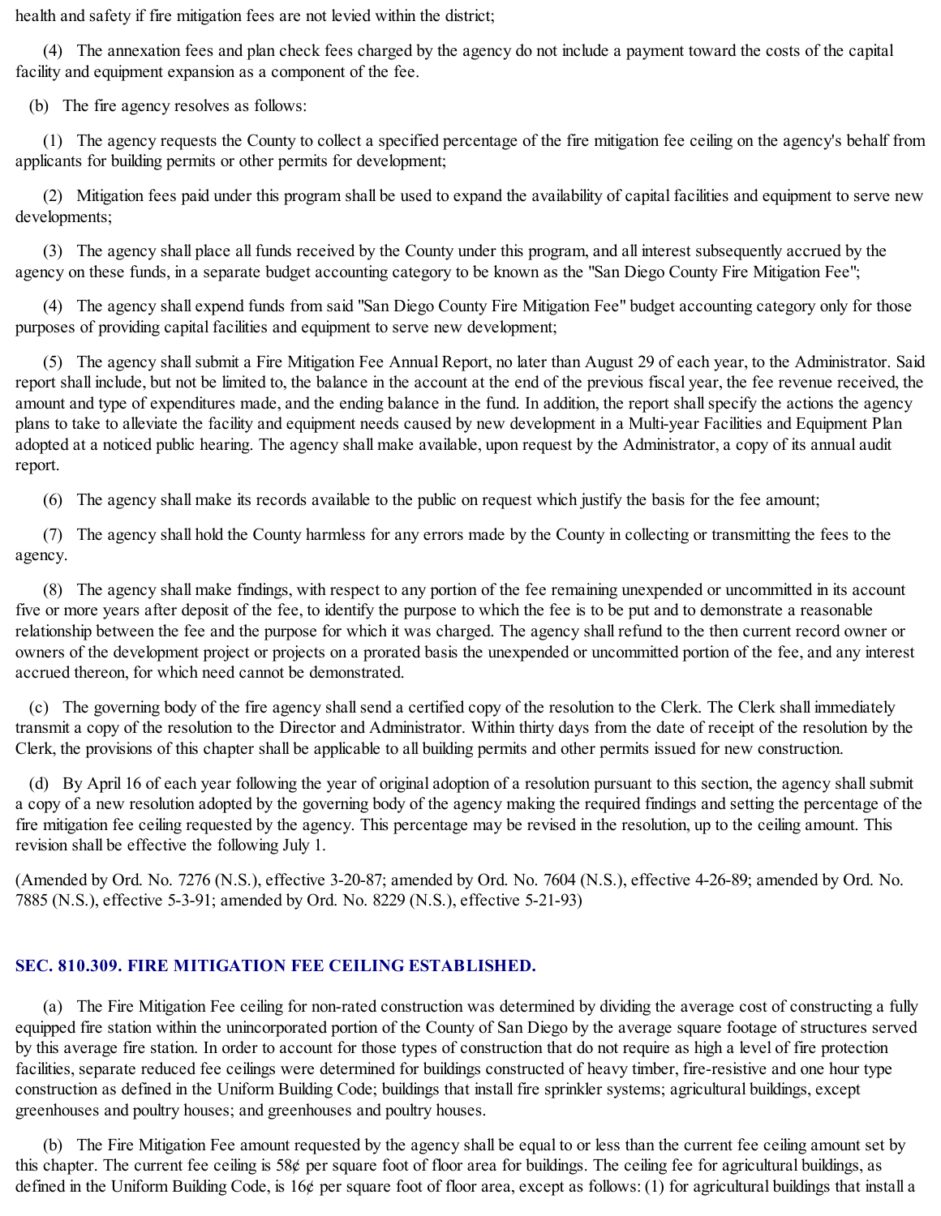health and safety if fire mitigation fees are not levied within the district;

(4) The annexation fees and plan check fees charged by the agency do not include a payment toward the costs of the capital facility and equipment expansion as a component of the fee.

(b) The fire agency resolves as follows:

(1) The agency requests the County to collect a specified percentage of the fire mitigation fee ceiling on the agency's behalf from applicants for building permits or other permits for development;

(2) Mitigation fees paid under this program shall be used to expand the availability of capital facilities and equipment to serve new developments;

(3) The agency shall place all funds received by the County under this program, and all interest subsequently accrued by the agency on these funds, in a separate budget accounting category to be known as the "San Diego County Fire Mitigation Fee";

(4) The agency shall expend funds from said "San Diego County Fire Mitigation Fee" budget accounting category only for those purposes of providing capital facilities and equipment to serve new development;

(5) The agency shall submit a Fire Mitigation Fee Annual Report, no later than August 29 of each year, to the Administrator. Said report shall include, but not be limited to, the balance in the account at the end of the previous fiscal year, the fee revenue received, the amount and type of expenditures made, and the ending balance in the fund. In addition, the report shall specify the actions the agency plans to take to alleviate the facility and equipment needs caused by new development in a Multi-year Facilities and Equipment Plan adopted at a noticed public hearing. The agency shall make available, upon request by the Administrator, a copy of its annual audit report.

(6) The agency shall make its records available to the public on request which justify the basis for the fee amount;

(7) The agency shall hold the County harmless for any errors made by the County in collecting or transmitting the fees to the agency.

(8) The agency shall make findings, with respect to any portion of the fee remaining unexpended or uncommitted in its account five or more years after deposit of the fee, to identify the purpose to which the fee is to be put and to demonstrate a reasonable relationship between the fee and the purpose for which it was charged. The agency shall refund to the then current record owner or owners of the development project or projects on a prorated basis the unexpended or uncommitted portion of the fee, and any interest accrued thereon, for which need cannot be demonstrated.

(c) The governing body of the fire agency shall send a certified copy of the resolution to the Clerk. The Clerk shall immediately transmit a copy of the resolution to the Director and Administrator. Within thirty days from the date of receipt of the resolution by the Clerk, the provisions of this chapter shall be applicable to all building permits and other permits issued for new construction.

(d) By April 16 of each year following the year of original adoption of a resolution pursuant to this section, the agency shall submit a copy of a new resolution adopted by the governing body of the agency making the required findings and setting the percentage of the fire mitigation fee ceiling requested by the agency. This percentage may be revised in the resolution, up to the ceiling amount. This revision shall be effective the following July 1.

(Amended by Ord. No. 7276 (N.S.), effective 3-20-87; amended by Ord. No. 7604 (N.S.), effective 4-26-89; amended by Ord. No. 7885 (N.S.), effective 5-3-91; amended by Ord. No. 8229 (N.S.), effective 5-21-93)

### SEC. 810.309. FIRE MITIGATION FEE CEILING ESTABLISHED.

(a) The Fire Mitigation Fee ceiling for non-rated construction was determined by dividing the average cost of constructing a fully equipped fire station within the unincorporated portion of the County of San Diego by the average square footage of structures served by this average fire station. In order to account for those types of construction that do not require as high a level of fire protection facilities, separate reduced fee ceilings were determined for buildings constructed of heavy timber, fire-resistive and one hour type construction as defined in the Uniform Building Code; buildings that install fire sprinkler systems; agricultural buildings, except greenhouses and poultry houses; and greenhouses and poultry houses.

(b) The Fire Mitigation Fee amount requested by the agency shall be equal to or less than the current fee ceiling amount set by this chapter. The current fee ceiling is 58¢ per square foot of floor area for buildings. The ceiling fee for agricultural buildings, as defined in the Uniform Building Code, is 16¢ per square foot of floor area, except as follows: (1) for agricultural buildings that install a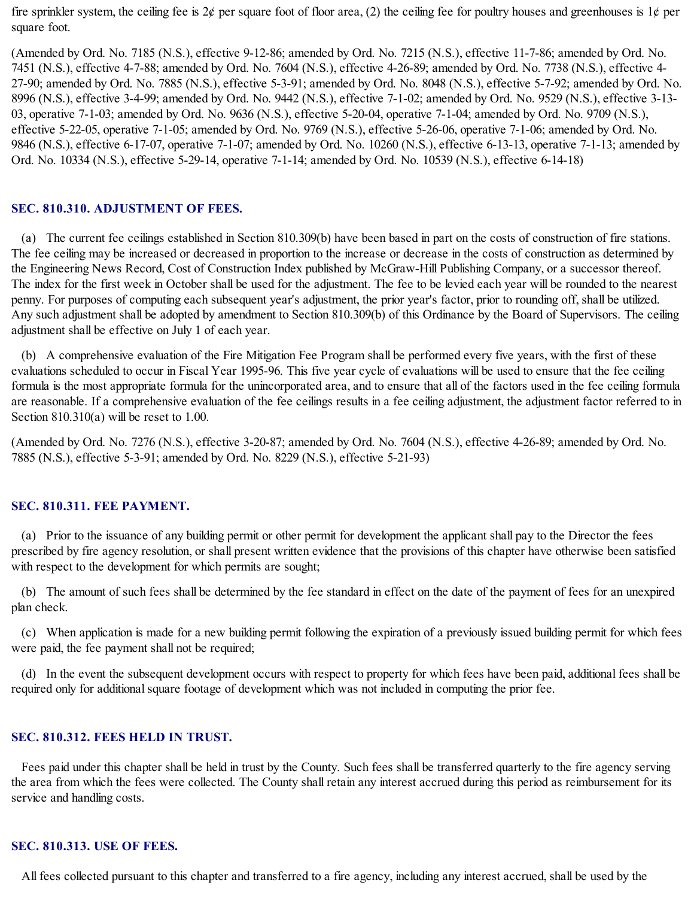fire sprinkler system, the ceiling fee is 2¢ per square foot of floor area, (2) the ceiling fee for poultry houses and greenhouses is 1¢ per square foot.

(Amended by Ord. No. 7185 (N.S.), effective 9-12-86; amended by Ord. No. 7215 (N.S.), effective 11-7-86; amended by Ord. No. 7451 (N.S.), effective 4-7-88; amended by Ord. No. 7604 (N.S.), effective 4-26-89; amended by Ord. No. 7738 (N.S.), effective 4-27-90; amended by Ord. No. 7885 (N.S.), effective 5-3-91; amended by Ord. No. 8048 (N.S.), effective 5-7-92; amended by Ord. No. 8996 (N.S.), effective 3-4-99; amended by Ord. No. 9442 (N.S.), effective 7-1-02; amended by Ord. No. 9529 (N.S.), effective 3-13-03, operative 7-1-03; amended by Ord. No. 9636 (N.S.), effective 5-20-04, operative 7-1-04; amended by Ord. No. 9709 (N.S.), effective 5-22-05, operative 7-1-05; amended by Ord. No. 9769 (N.S.), effective 5-26-06, operative 7-1-06; amended by Ord. No. 9846 (N.S.), effective 6-17-07, operative 7-1-07; amended by Ord. No. 10260 (N.S.), effective 6-13-13, operative 7-1-13; amended by Ord. No. 10334 (N.S.), effective 5-29-14, operative 7-1-14; amended by Ord. No. 10539 (N.S.), effective 6-14-18)

### SEC. 810.310. ADJUSTMENT OF FEES.

(a) The current fee ceilings established in Section 810.309(b) have been based in part on the costs of construction of fire stations. The fee ceiling may be increased or decreased in proportion to the increase or decrease in the costs of construction as determined by the Engineering News Record, Cost of Construction Index published by McGraw-Hill Publishing Company, or a successor thereof. The index for the first week in October shall be used for the adjustment. The fee to be levied each year will be rounded to the nearest penny. For purposes of computing each subsequent year's adjustment, the prior year's factor, prior to rounding off, shall be utilized. Any such adjustment shall be adopted by amendment to Section 810.309(b) of this Ordinance by the Board of Supervisors. The ceiling adjustment shall be effective on July 1 of each year.

(b) A comprehensive evaluation of the Fire Mitigation Fee Program shall be performed every five years, with the first of these evaluations scheduled to occur in Fiscal Year 1995-96. This five year cycle of evaluations will be used to ensure that the fee ceiling formula is the most appropriate formula for the unincorporated area, and to ensure that all of the factors used in the fee ceiling formula are reasonable. If a comprehensive evaluation of the fee ceilings results in a fee ceiling adjustment, the adjustment factor referred to in Section 810.310(a) will be reset to 1.00.

(Amended by Ord. No. 7276 (N.S.), effective 3-20-87; amended by Ord. No. 7604 (N.S.), effective 4-26-89; amended by Ord. No. 7885 (N.S.), effective 5-3-91; amended by Ord. No. 8229 (N.S.), effective 5-21-93)

### SEC. 810.311. FEE PAYMENT.

(a) Prior to the issuance of any building permit or other permit for development the applicant shall pay to the Director the fees prescribed by fire agency resolution, or shall present written evidence that the provisions of this chapter have otherwise been satisfied with respect to the development for which permits are sought;

(b) The amount of such fees shall be determined by the fee standard in effect on the date of the payment of fees for an unexpired plan check.

(c) When application is made for a new building permit following the expiration of a previously issued building permit for which fees were paid, the fee payment shall not be required;

(d) In the event the subsequent development occurs with respect to property for which fees have been paid, additional fees shall be required only for additional square footage of development which was not included in computing the prior fee.

### SEC. 810.312. FEES HELD IN TRUST.

Fees paid under this chapter shall be held in trust by the County. Such fees shall be transferred quarterly to the fire agency serving the area from which the fees were collected. The County shall retain any interest accrued during this period as reimbursement for its service and handling costs.

### SEC. 810.313. USE OF FEES.

All fees collected pursuant to this chapter and transferred to a fire agency, including any interest accrued, shall be used by the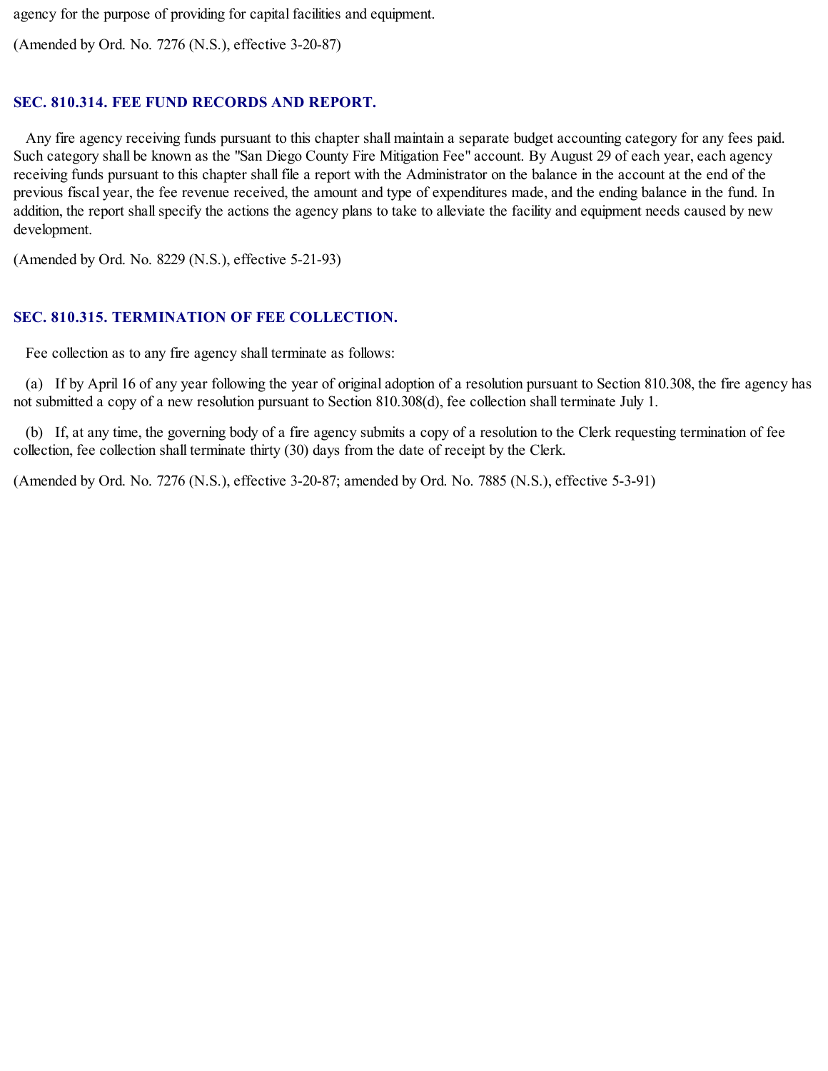agency for the purpose of providing for capital facilities and equipment.

(Amended by Ord. No. 7276 (N.S.), effective 3-20-87)

### SEC. 810.314. FEE FUND RECORDS AND REPORT.

Any fire agency receiving funds pursuant to this chapter shall maintain a separate budget accounting category for any fees paid. Such category shall be known as the "San Diego County Fire Mitigation Fee" account. By August 29 of each year, each agency receiving funds pursuant to this chapter shall file a report with the Administrator on the balance in the account at the end of the previous fiscal year, the fee revenue received, the amount and type of expenditures made, and the ending balance in the fund. In addition, the report shall specify the actions the agency plans to take to alleviate the facility and equipment needs caused by new development.

(Amended by Ord. No. 8229 (N.S.), effective 5-21-93)

### SEC. 810.315. TERMINATION OF FEE COLLECTION.

Fee collection as to any fire agency shall terminate as follows:

(a) If by April 16 of any year following the year of original adoption of a resolution pursuant to Section 810.308, the fire agency has not submitted a copy of a new resolution pursuant to Section 810.308(d), fee collection shall terminate July 1.

(b) If, at any time, the governing body of a fire agency submits a copy of a resolution to the Clerk requesting termination of fee collection, fee collection shall terminate thirty (30) days from the date of receipt by the Clerk.

(Amended by Ord. No. 7276 (N.S.), effective 3-20-87; amended by Ord. No. 7885 (N.S.), effective 5-3-91)